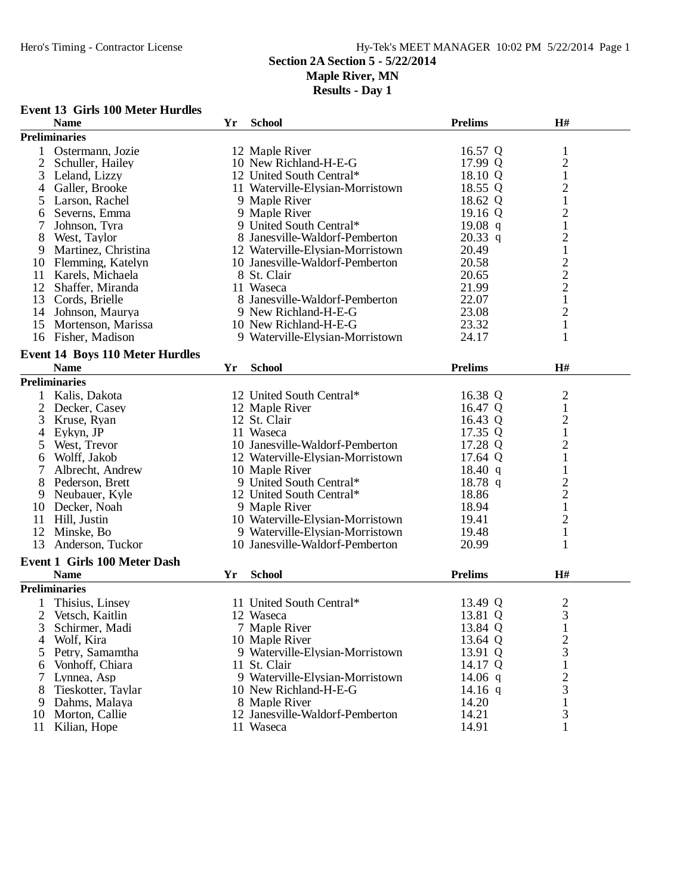Hero's Timing - Contractor License

Hy-Tek's MEET MANAGER 10:02 PM 5/22/2014 Page 1

## Section 2A Section 5 - 5/22/2014
## Maple River, MN
## Results - Day 1

### Event 13 Girls 100 Meter Hurdles

| | Name | Yr | School | Prelims | | H# |
|---|---|---|---|---|---|---|
| **Preliminaries** | | | | | | |
| 1 | Ostermann, Jozie | 12 | Maple River | 16.57 | Q | 1 |
| 2 | Schuller, Hailey | 10 | New Richland-H-E-G | 17.99 | Q | 2 |
| 3 | Leland, Lizzy | 12 | United South Central* | 18.10 | Q | 1 |
| 4 | Galler, Brooke | 11 | Waterville-Elysian-Morristown | 18.55 | Q | 2 |
| 5 | Larson, Rachel | 9 | Maple River | 18.62 | Q | 1 |
| 6 | Severns, Emma | 9 | Maple River | 19.16 | Q | 2 |
| 7 | Johnson, Tyra | 9 | United South Central* | 19.08 | q | 1 |
| 8 | West, Taylor | 8 | Janesville-Waldorf-Pemberton | 20.33 | q | 2 |
| 9 | Martinez, Christina | 12 | Waterville-Elysian-Morristown | 20.49 | | 1 |
| 10 | Flemming, Katelyn | 10 | Janesville-Waldorf-Pemberton | 20.58 | | 2 |
| 11 | Karels, Michaela | 8 | St. Clair | 20.65 | | 2 |
| 12 | Shaffer, Miranda | 11 | Waseca | 21.99 | | 2 |
| 13 | Cords, Brielle | 8 | Janesville-Waldorf-Pemberton | 22.07 | | 1 |
| 14 | Johnson, Maurya | 9 | New Richland-H-E-G | 23.08 | | 2 |
| 15 | Mortenson, Marissa | 10 | New Richland-H-E-G | 23.32 | | 1 |
| 16 | Fisher, Madison | 9 | Waterville-Elysian-Morristown | 24.17 | | 1 |

### Event 14 Boys 110 Meter Hurdles

| | Name | Yr | School | Prelims | | H# |
|---|---|---|---|---|---|---|
| **Preliminaries** | | | | | | |
| 1 | Kalis, Dakota | 12 | United South Central* | 16.38 | Q | 2 |
| 2 | Decker, Casey | 12 | Maple River | 16.47 | Q | 1 |
| 3 | Kruse, Ryan | 12 | St. Clair | 16.43 | Q | 2 |
| 4 | Eykyn, JP | 11 | Waseca | 17.35 | Q | 1 |
| 5 | West, Trevor | 10 | Janesville-Waldorf-Pemberton | 17.28 | Q | 2 |
| 6 | Wolff, Jakob | 12 | Waterville-Elysian-Morristown | 17.64 | Q | 1 |
| 7 | Albrecht, Andrew | 10 | Maple River | 18.40 | q | 1 |
| 8 | Pederson, Brett | 9 | United South Central* | 18.78 | q | 2 |
| 9 | Neubauer, Kyle | 12 | United South Central* | 18.86 | | 2 |
| 10 | Decker, Noah | 9 | Maple River | 18.94 | | 1 |
| 11 | Hill, Justin | 10 | Waterville-Elysian-Morristown | 19.41 | | 2 |
| 12 | Minske, Bo | 9 | Waterville-Elysian-Morristown | 19.48 | | 1 |
| 13 | Anderson, Tuckor | 10 | Janesville-Waldorf-Pemberton | 20.99 | | 1 |

### Event 1 Girls 100 Meter Dash

| | Name | Yr | School | Prelims | | H# |
|---|---|---|---|---|---|---|
| **Preliminaries** | | | | | | |
| 1 | Thisius, Linsey | 11 | United South Central* | 13.49 | Q | 2 |
| 2 | Vetsch, Kaitlin | 12 | Waseca | 13.81 | Q | 3 |
| 3 | Schirmer, Madi | 7 | Maple River | 13.84 | Q | 1 |
| 4 | Wolf, Kira | 10 | Maple River | 13.64 | Q | 2 |
| 5 | Petry, Samamtha | 9 | Waterville-Elysian-Morristown | 13.91 | Q | 3 |
| 6 | Vonhoff, Chiara | 11 | St. Clair | 14.17 | Q | 1 |
| 7 | Lynnea, Asp | 9 | Waterville-Elysian-Morristown | 14.06 | q | 2 |
| 8 | Tieskotter, Taylar | 10 | New Richland-H-E-G | 14.16 | q | 3 |
| 9 | Dahms, Malaya | 8 | Maple River | 14.20 | | 1 |
| 10 | Morton, Callie | 12 | Janesville-Waldorf-Pemberton | 14.21 | | 3 |
| 11 | Kilian, Hope | 11 | Waseca | 14.91 | | 1 |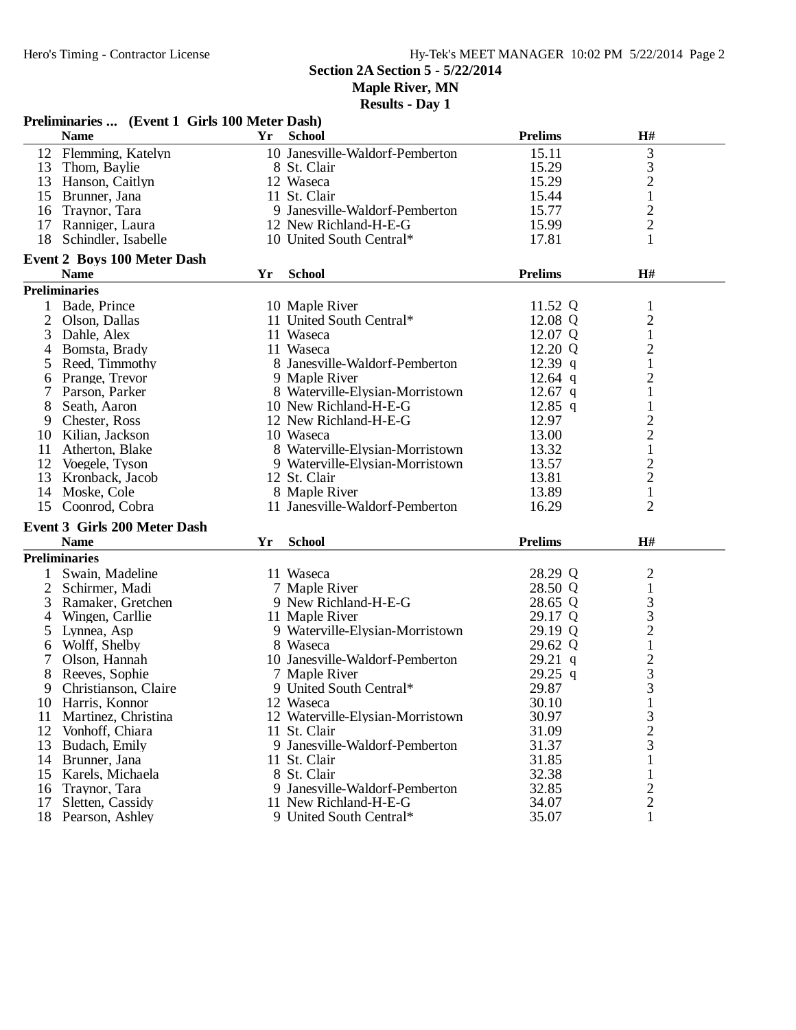**Section 2A Section 5 - 5/22/2014**
**Maple River, MN**
**Results - Day 1**

### Preliminaries ... (Event 1 Girls 100 Meter Dash)

| | Name | Yr | School | Prelims | H# |
|---|---|---|---|---|---|
| 12 | Flemming, Katelyn | 10 | Janesville-Waldorf-Pemberton | 15.11 | 3 |
| 13 | Thom, Baylie | 8 | St. Clair | 15.29 | 3 |
| 13 | Hanson, Caitlyn | 12 | Waseca | 15.29 | 2 |
| 15 | Brunner, Jana | 11 | St. Clair | 15.44 | 1 |
| 16 | Traynor, Tara | 9 | Janesville-Waldorf-Pemberton | 15.77 | 2 |
| 17 | Ranniger, Laura | 12 | New Richland-H-E-G | 15.99 | 2 |
| 18 | Schindler, Isabelle | 10 | United South Central* | 17.81 | 1 |

### Event 2 Boys 100 Meter Dash

| | Name | Yr | School | Prelims | H# |
|---|---|---|---|---|---|
| **Preliminaries** | | | | | |
| 1 | Bade, Prince | 10 | Maple River | 11.52 Q | 1 |
| 2 | Olson, Dallas | 11 | United South Central* | 12.08 Q | 2 |
| 3 | Dahle, Alex | 11 | Waseca | 12.07 Q | 1 |
| 4 | Bomsta, Brady | 11 | Waseca | 12.20 Q | 2 |
| 5 | Reed, Timmothy | 8 | Janesville-Waldorf-Pemberton | 12.39 q | 1 |
| 6 | Prange, Trevor | 9 | Maple River | 12.64 q | 2 |
| 7 | Parson, Parker | 8 | Waterville-Elysian-Morristown | 12.67 q | 1 |
| 8 | Seath, Aaron | 10 | New Richland-H-E-G | 12.85 q | 1 |
| 9 | Chester, Ross | 12 | New Richland-H-E-G | 12.97 | 2 |
| 10 | Kilian, Jackson | 10 | Waseca | 13.00 | 2 |
| 11 | Atherton, Blake | 8 | Waterville-Elysian-Morristown | 13.32 | 1 |
| 12 | Voegele, Tyson | 9 | Waterville-Elysian-Morristown | 13.57 | 2 |
| 13 | Kronback, Jacob | 12 | St. Clair | 13.81 | 2 |
| 14 | Moske, Cole | 8 | Maple River | 13.89 | 1 |
| 15 | Coonrod, Cobra | 11 | Janesville-Waldorf-Pemberton | 16.29 | 2 |

### Event 3 Girls 200 Meter Dash

| | Name | Yr | School | Prelims | H# |
|---|---|---|---|---|---|
| **Preliminaries** | | | | | |
| 1 | Swain, Madeline | 11 | Waseca | 28.29 Q | 2 |
| 2 | Schirmer, Madi | 7 | Maple River | 28.50 Q | 1 |
| 3 | Ramaker, Gretchen | 9 | New Richland-H-E-G | 28.65 Q | 3 |
| 4 | Wingen, Carllie | 11 | Maple River | 29.17 Q | 3 |
| 5 | Lynnea, Asp | 9 | Waterville-Elysian-Morristown | 29.19 Q | 2 |
| 6 | Wolff, Shelby | 8 | Waseca | 29.62 Q | 1 |
| 7 | Olson, Hannah | 10 | Janesville-Waldorf-Pemberton | 29.21 q | 2 |
| 8 | Reeves, Sophie | 7 | Maple River | 29.25 q | 3 |
| 9 | Christianson, Claire | 9 | United South Central* | 29.87 | 3 |
| 10 | Harris, Konnor | 12 | Waseca | 30.10 | 1 |
| 11 | Martinez, Christina | 12 | Waterville-Elysian-Morristown | 30.97 | 3 |
| 12 | Vonhoff, Chiara | 11 | St. Clair | 31.09 | 2 |
| 13 | Budach, Emily | 9 | Janesville-Waldorf-Pemberton | 31.37 | 3 |
| 14 | Brunner, Jana | 11 | St. Clair | 31.85 | 1 |
| 15 | Karels, Michaela | 8 | St. Clair | 32.38 | 1 |
| 16 | Traynor, Tara | 9 | Janesville-Waldorf-Pemberton | 32.85 | 2 |
| 17 | Sletten, Cassidy | 11 | New Richland-H-E-G | 34.07 | 2 |
| 18 | Pearson, Ashley | 9 | United South Central* | 35.07 | 1 |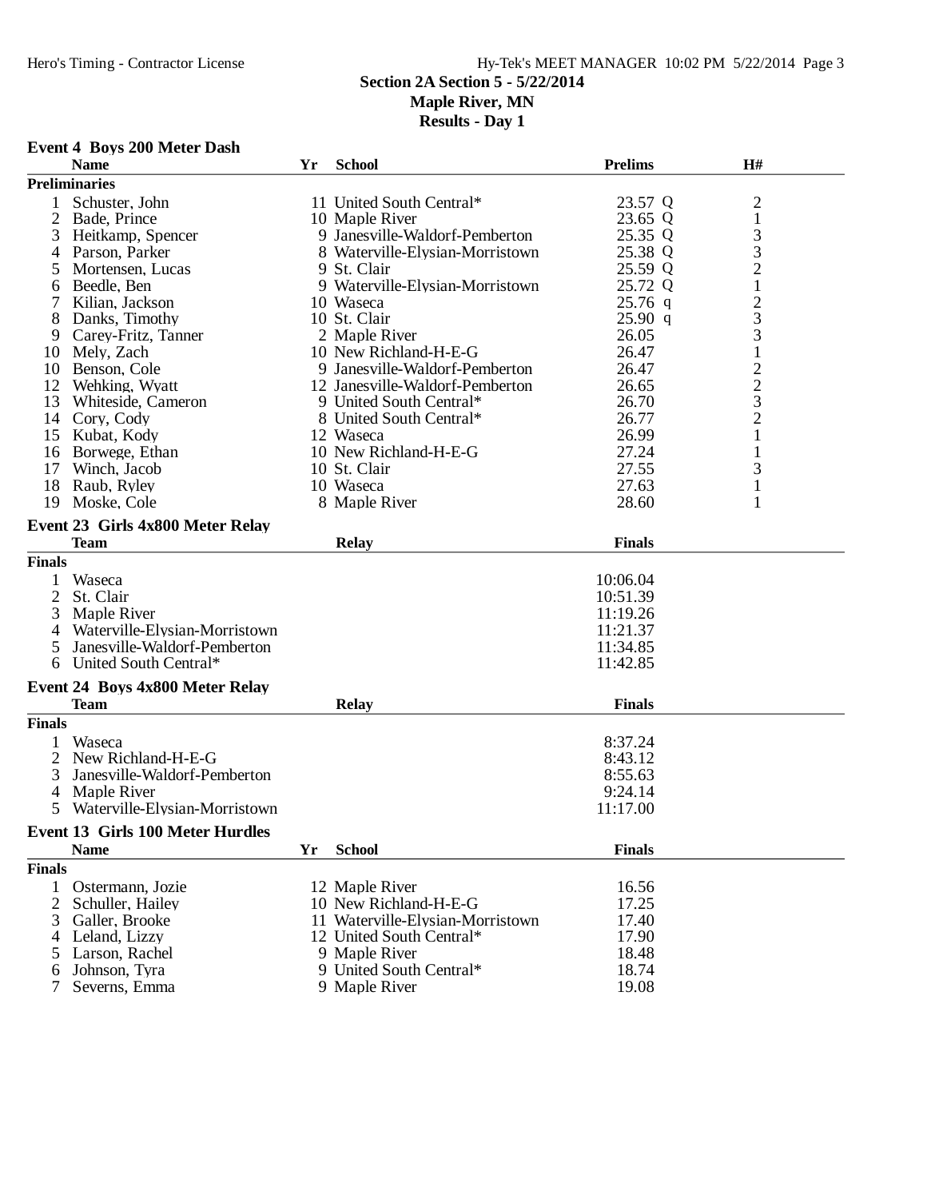## Section 2A Section 5 - 5/22/2014
## Maple River, MN
## Results - Day 1

### Event 4 Boys 200 Meter Dash

| | Name | Yr | School | Prelims | | H# |
|---|---|---|---|---|---|---|
| **Preliminaries** | | | | | | |
| 1 | Schuster, John | 11 | United South Central* | 23.57 | Q | 2 |
| 2 | Bade, Prince | 10 | Maple River | 23.65 | Q | 1 |
| 3 | Heitkamp, Spencer | 9 | Janesville-Waldorf-Pemberton | 25.35 | Q | 3 |
| 4 | Parson, Parker | 8 | Waterville-Elysian-Morristown | 25.38 | Q | 3 |
| 5 | Mortensen, Lucas | 9 | St. Clair | 25.59 | Q | 2 |
| 6 | Beedle, Ben | 9 | Waterville-Elysian-Morristown | 25.72 | Q | 1 |
| 7 | Kilian, Jackson | 10 | Waseca | 25.76 | q | 2 |
| 8 | Danks, Timothy | 10 | St. Clair | 25.90 | q | 3 |
| 9 | Carey-Fritz, Tanner | 2 | Maple River | 26.05 | | 3 |
| 10 | Mely, Zach | 10 | New Richland-H-E-G | 26.47 | | 1 |
| 10 | Benson, Cole | 9 | Janesville-Waldorf-Pemberton | 26.47 | | 2 |
| 12 | Wehking, Wyatt | 12 | Janesville-Waldorf-Pemberton | 26.65 | | 2 |
| 13 | Whiteside, Cameron | 9 | United South Central* | 26.70 | | 3 |
| 14 | Cory, Cody | 8 | United South Central* | 26.77 | | 2 |
| 15 | Kubat, Kody | 12 | Waseca | 26.99 | | 1 |
| 16 | Borwege, Ethan | 10 | New Richland-H-E-G | 27.24 | | 1 |
| 17 | Winch, Jacob | 10 | St. Clair | 27.55 | | 3 |
| 18 | Raub, Ryley | 10 | Waseca | 27.63 | | 1 |
| 19 | Moske, Cole | 8 | Maple River | 28.60 | | 1 |

### Event 23 Girls 4x800 Meter Relay

| | Team | Relay | Finals |
|---|---|---|---|
| **Finals** | | | |
| 1 | Waseca | | 10:06.04 |
| 2 | St. Clair | | 10:51.39 |
| 3 | Maple River | | 11:19.26 |
| 4 | Waterville-Elysian-Morristown | | 11:21.37 |
| 5 | Janesville-Waldorf-Pemberton | | 11:34.85 |
| 6 | United South Central* | | 11:42.85 |

### Event 24 Boys 4x800 Meter Relay

| | Team | Relay | Finals |
|---|---|---|---|
| **Finals** | | | |
| 1 | Waseca | | 8:37.24 |
| 2 | New Richland-H-E-G | | 8:43.12 |
| 3 | Janesville-Waldorf-Pemberton | | 8:55.63 |
| 4 | Maple River | | 9:24.14 |
| 5 | Waterville-Elysian-Morristown | | 11:17.00 |

### Event 13 Girls 100 Meter Hurdles

| | Name | Yr | School | Finals |
|---|---|---|---|---|
| **Finals** | | | | |
| 1 | Ostermann, Jozie | 12 | Maple River | 16.56 |
| 2 | Schuller, Hailey | 10 | New Richland-H-E-G | 17.25 |
| 3 | Galler, Brooke | 11 | Waterville-Elysian-Morristown | 17.40 |
| 4 | Leland, Lizzy | 12 | United South Central* | 17.90 |
| 5 | Larson, Rachel | 9 | Maple River | 18.48 |
| 6 | Johnson, Tyra | 9 | United South Central* | 18.74 |
| 7 | Severns, Emma | 9 | Maple River | 19.08 |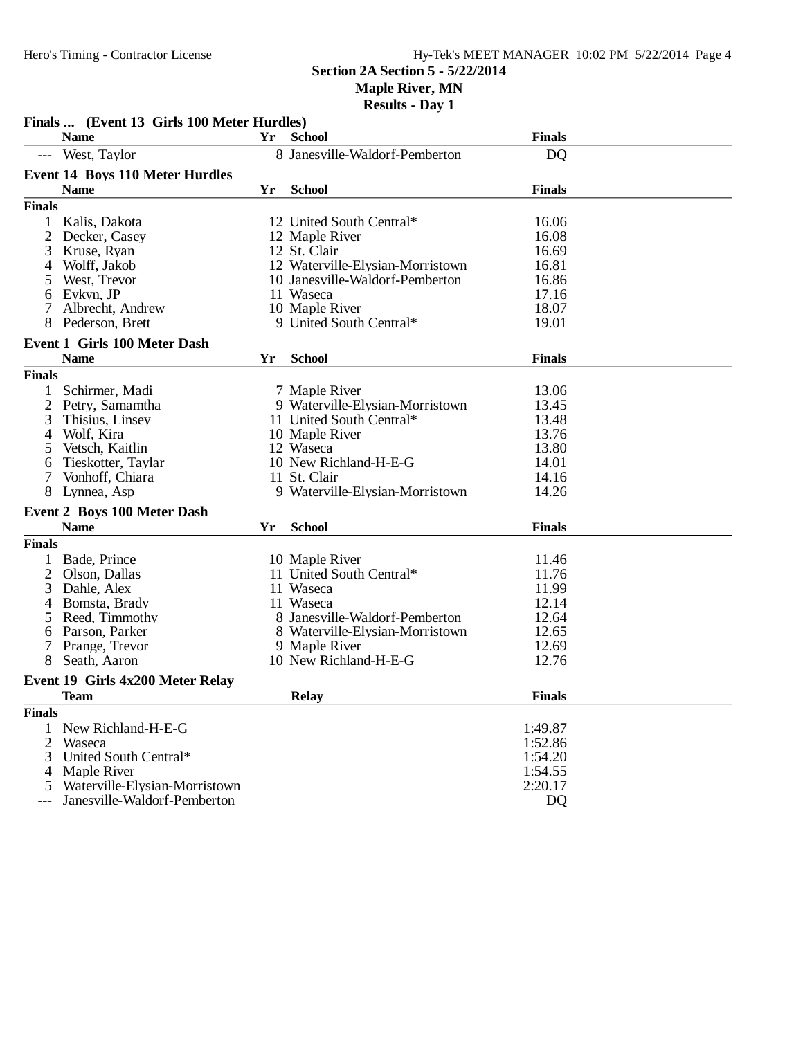**Section 2A Section 5 - 5/22/2014**
**Maple River, MN**
**Results - Day 1**

### Finals ... (Event 13 Girls 100 Meter Hurdles)

| | Name | Yr | School | Finals |
|---|---|---|---|---|
| --- | West, Taylor | 8 | Janesville-Waldorf-Pemberton | DQ |

### Event 14 Boys 110 Meter Hurdles

**Finals**

| | Name | Yr | School | Finals |
|---|---|---|---|---|
| 1 | Kalis, Dakota | 12 | United South Central* | 16.06 |
| 2 | Decker, Casey | 12 | Maple River | 16.08 |
| 3 | Kruse, Ryan | 12 | St. Clair | 16.69 |
| 4 | Wolff, Jakob | 12 | Waterville-Elysian-Morristown | 16.81 |
| 5 | West, Trevor | 10 | Janesville-Waldorf-Pemberton | 16.86 |
| 6 | Eykyn, JP | 11 | Waseca | 17.16 |
| 7 | Albrecht, Andrew | 10 | Maple River | 18.07 |
| 8 | Pederson, Brett | 9 | United South Central* | 19.01 |

### Event 1 Girls 100 Meter Dash

**Finals**

| | Name | Yr | School | Finals |
|---|---|---|---|---|
| 1 | Schirmer, Madi | 7 | Maple River | 13.06 |
| 2 | Petry, Samamtha | 9 | Waterville-Elysian-Morristown | 13.45 |
| 3 | Thisius, Linsey | 11 | United South Central* | 13.48 |
| 4 | Wolf, Kira | 10 | Maple River | 13.76 |
| 5 | Vetsch, Kaitlin | 12 | Waseca | 13.80 |
| 6 | Tieskotter, Taylar | 10 | New Richland-H-E-G | 14.01 |
| 7 | Vonhoff, Chiara | 11 | St. Clair | 14.16 |
| 8 | Lynnea, Asp | 9 | Waterville-Elysian-Morristown | 14.26 |

### Event 2 Boys 100 Meter Dash

**Finals**

| | Name | Yr | School | Finals |
|---|---|---|---|---|
| 1 | Bade, Prince | 10 | Maple River | 11.46 |
| 2 | Olson, Dallas | 11 | United South Central* | 11.76 |
| 3 | Dahle, Alex | 11 | Waseca | 11.99 |
| 4 | Bomsta, Brady | 11 | Waseca | 12.14 |
| 5 | Reed, Timmothy | 8 | Janesville-Waldorf-Pemberton | 12.64 |
| 6 | Parson, Parker | 8 | Waterville-Elysian-Morristown | 12.65 |
| 7 | Prange, Trevor | 9 | Maple River | 12.69 |
| 8 | Seath, Aaron | 10 | New Richland-H-E-G | 12.76 |

### Event 19 Girls 4x200 Meter Relay

**Finals**

| | Team | Relay | Finals |
|---|---|---|---|
| 1 | New Richland-H-E-G | | 1:49.87 |
| 2 | Waseca | | 1:52.86 |
| 3 | United South Central* | | 1:54.20 |
| 4 | Maple River | | 1:54.55 |
| 5 | Waterville-Elysian-Morristown | | 2:20.17 |
| --- | Janesville-Waldorf-Pemberton | | DQ |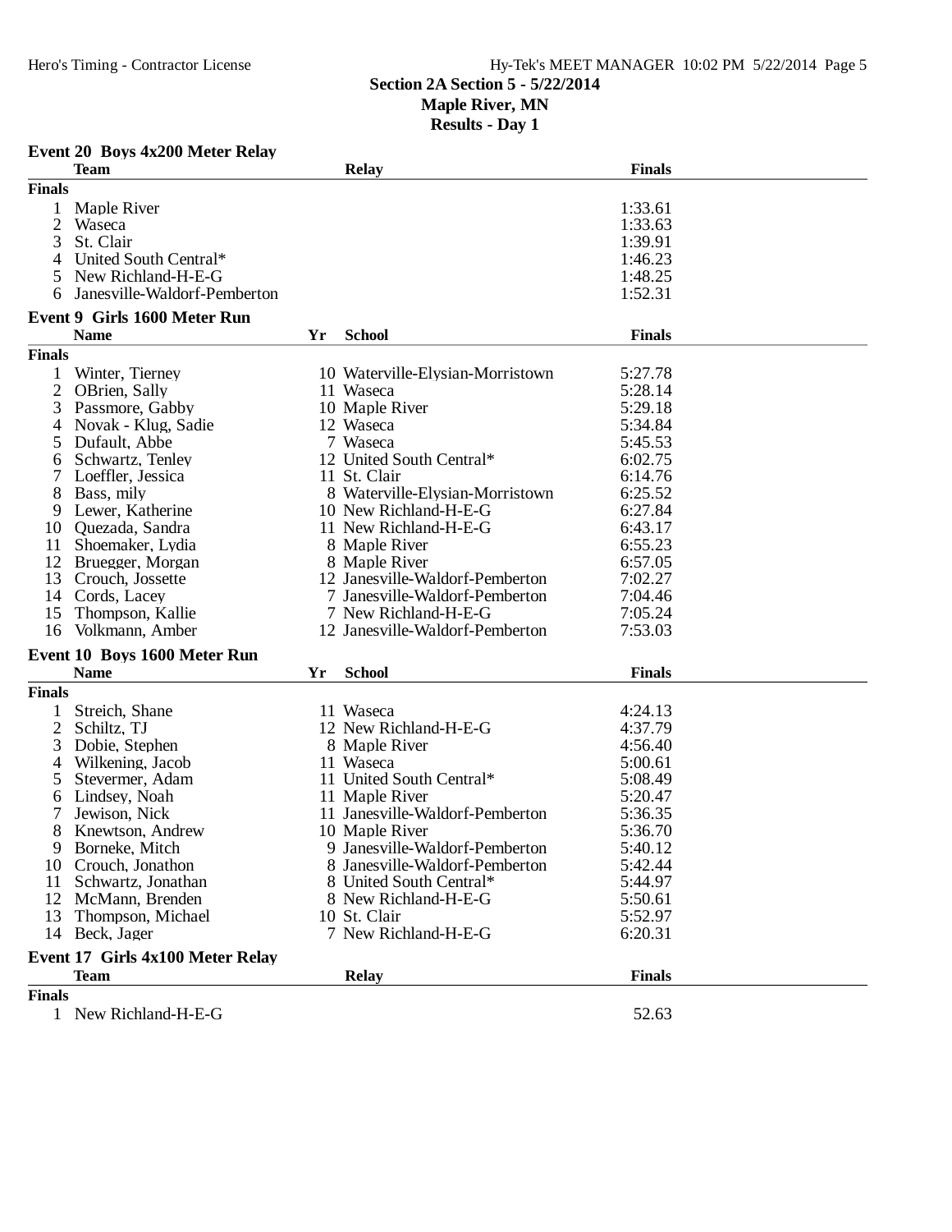## Section 2A Section 5 - 5/22/2014
## Maple River, MN
## Results - Day 1

### Event 20 Boys 4x200 Meter Relay

| | Team | Relay | Finals |
|---|---|---|---|
| **Finals** | | | |
| 1 | Maple River | | 1:33.61 |
| 2 | Waseca | | 1:33.63 |
| 3 | St. Clair | | 1:39.91 |
| 4 | United South Central* | | 1:46.23 |
| 5 | New Richland-H-E-G | | 1:48.25 |
| 6 | Janesville-Waldorf-Pemberton | | 1:52.31 |

### Event 9 Girls 1600 Meter Run

| | Name | Yr | School | Finals |
|---|---|---|---|---|
| **Finals** | | | | |
| 1 | Winter, Tierney | 10 | Waterville-Elysian-Morristown | 5:27.78 |
| 2 | OBrien, Sally | 11 | Waseca | 5:28.14 |
| 3 | Passmore, Gabby | 10 | Maple River | 5:29.18 |
| 4 | Novak - Klug, Sadie | 12 | Waseca | 5:34.84 |
| 5 | Dufault, Abbe | 7 | Waseca | 5:45.53 |
| 6 | Schwartz, Tenley | 12 | United South Central* | 6:02.75 |
| 7 | Loeffler, Jessica | 11 | St. Clair | 6:14.76 |
| 8 | Bass, mily | 8 | Waterville-Elysian-Morristown | 6:25.52 |
| 9 | Lewer, Katherine | 10 | New Richland-H-E-G | 6:27.84 |
| 10 | Quezada, Sandra | 11 | New Richland-H-E-G | 6:43.17 |
| 11 | Shoemaker, Lydia | 8 | Maple River | 6:55.23 |
| 12 | Bruegger, Morgan | 8 | Maple River | 6:57.05 |
| 13 | Crouch, Jossette | 12 | Janesville-Waldorf-Pemberton | 7:02.27 |
| 14 | Cords, Lacey | 7 | Janesville-Waldorf-Pemberton | 7:04.46 |
| 15 | Thompson, Kallie | 7 | New Richland-H-E-G | 7:05.24 |
| 16 | Volkmann, Amber | 12 | Janesville-Waldorf-Pemberton | 7:53.03 |

### Event 10 Boys 1600 Meter Run

| | Name | Yr | School | Finals |
|---|---|---|---|---|
| **Finals** | | | | |
| 1 | Streich, Shane | 11 | Waseca | 4:24.13 |
| 2 | Schiltz, TJ | 12 | New Richland-H-E-G | 4:37.79 |
| 3 | Dobie, Stephen | 8 | Maple River | 4:56.40 |
| 4 | Wilkening, Jacob | 11 | Waseca | 5:00.61 |
| 5 | Stevermer, Adam | 11 | United South Central* | 5:08.49 |
| 6 | Lindsey, Noah | 11 | Maple River | 5:20.47 |
| 7 | Jewison, Nick | 11 | Janesville-Waldorf-Pemberton | 5:36.35 |
| 8 | Knewtson, Andrew | 10 | Maple River | 5:36.70 |
| 9 | Borneke, Mitch | 9 | Janesville-Waldorf-Pemberton | 5:40.12 |
| 10 | Crouch, Jonathon | 8 | Janesville-Waldorf-Pemberton | 5:42.44 |
| 11 | Schwartz, Jonathan | 8 | United South Central* | 5:44.97 |
| 12 | McMann, Brenden | 8 | New Richland-H-E-G | 5:50.61 |
| 13 | Thompson, Michael | 10 | St. Clair | 5:52.97 |
| 14 | Beck, Jager | 7 | New Richland-H-E-G | 6:20.31 |

### Event 17 Girls 4x100 Meter Relay

| | Team | Relay | Finals |
|---|---|---|---|
| **Finals** | | | |
| 1 | New Richland-H-E-G | | 52.63 |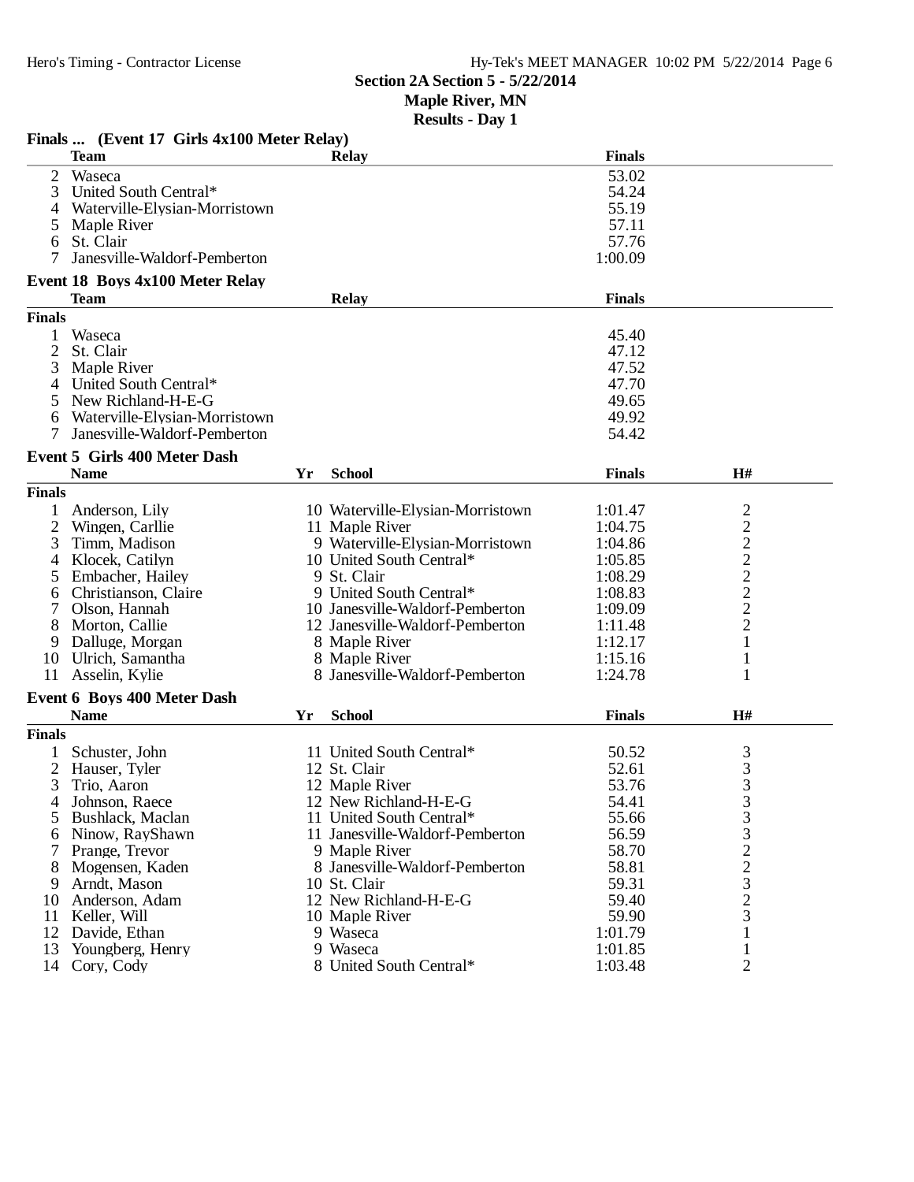Section 2A Section 5 - 5/22/2014
Maple River, MN
Results - Day 1

**Finals ... (Event 17 Girls 4x100 Meter Relay)**

| | Team | Relay | Finals |
|---|---|---|---|
| 2 | Waseca | | 53.02 |
| 3 | United South Central* | | 54.24 |
| 4 | Waterville-Elysian-Morristown | | 55.19 |
| 5 | Maple River | | 57.11 |
| 6 | St. Clair | | 57.76 |
| 7 | Janesville-Waldorf-Pemberton | | 1:00.09 |

**Event 18 Boys 4x100 Meter Relay**

| | Team | Relay | Finals |
|---|---|---|---|
| **Finals** | | | |
| 1 | Waseca | | 45.40 |
| 2 | St. Clair | | 47.12 |
| 3 | Maple River | | 47.52 |
| 4 | United South Central* | | 47.70 |
| 5 | New Richland-H-E-G | | 49.65 |
| 6 | Waterville-Elysian-Morristown | | 49.92 |
| 7 | Janesville-Waldorf-Pemberton | | 54.42 |

**Event 5 Girls 400 Meter Dash**

| | Name | Yr | School | Finals | H# |
|---|---|---|---|---|---|
| **Finals** | | | | | |
| 1 | Anderson, Lily | 10 | Waterville-Elysian-Morristown | 1:01.47 | 2 |
| 2 | Wingen, Carllie | 11 | Maple River | 1:04.75 | 2 |
| 3 | Timm, Madison | 9 | Waterville-Elysian-Morristown | 1:04.86 | 2 |
| 4 | Klocek, Catilyn | 10 | United South Central* | 1:05.85 | 2 |
| 5 | Embacher, Hailey | 9 | St. Clair | 1:08.29 | 2 |
| 6 | Christianson, Claire | 9 | United South Central* | 1:08.83 | 2 |
| 7 | Olson, Hannah | 10 | Janesville-Waldorf-Pemberton | 1:09.09 | 2 |
| 8 | Morton, Callie | 12 | Janesville-Waldorf-Pemberton | 1:11.48 | 2 |
| 9 | Dalluge, Morgan | 8 | Maple River | 1:12.17 | 1 |
| 10 | Ulrich, Samantha | 8 | Maple River | 1:15.16 | 1 |
| 11 | Asselin, Kylie | 8 | Janesville-Waldorf-Pemberton | 1:24.78 | 1 |

**Event 6 Boys 400 Meter Dash**

| | Name | Yr | School | Finals | H# |
|---|---|---|---|---|---|
| **Finals** | | | | | |
| 1 | Schuster, John | 11 | United South Central* | 50.52 | 3 |
| 2 | Hauser, Tyler | 12 | St. Clair | 52.61 | 3 |
| 3 | Trio, Aaron | 12 | Maple River | 53.76 | 3 |
| 4 | Johnson, Raece | 12 | New Richland-H-E-G | 54.41 | 3 |
| 5 | Bushlack, Maclan | 11 | United South Central* | 55.66 | 3 |
| 6 | Ninow, RayShawn | 11 | Janesville-Waldorf-Pemberton | 56.59 | 3 |
| 7 | Prange, Trevor | 9 | Maple River | 58.70 | 2 |
| 8 | Mogensen, Kaden | 8 | Janesville-Waldorf-Pemberton | 58.81 | 2 |
| 9 | Arndt, Mason | 10 | St. Clair | 59.31 | 3 |
| 10 | Anderson, Adam | 12 | New Richland-H-E-G | 59.40 | 2 |
| 11 | Keller, Will | 10 | Maple River | 59.90 | 3 |
| 12 | Davide, Ethan | 9 | Waseca | 1:01.79 | 1 |
| 13 | Youngberg, Henry | 9 | Waseca | 1:01.85 | 1 |
| 14 | Cory, Cody | 8 | United South Central* | 1:03.48 | 2 |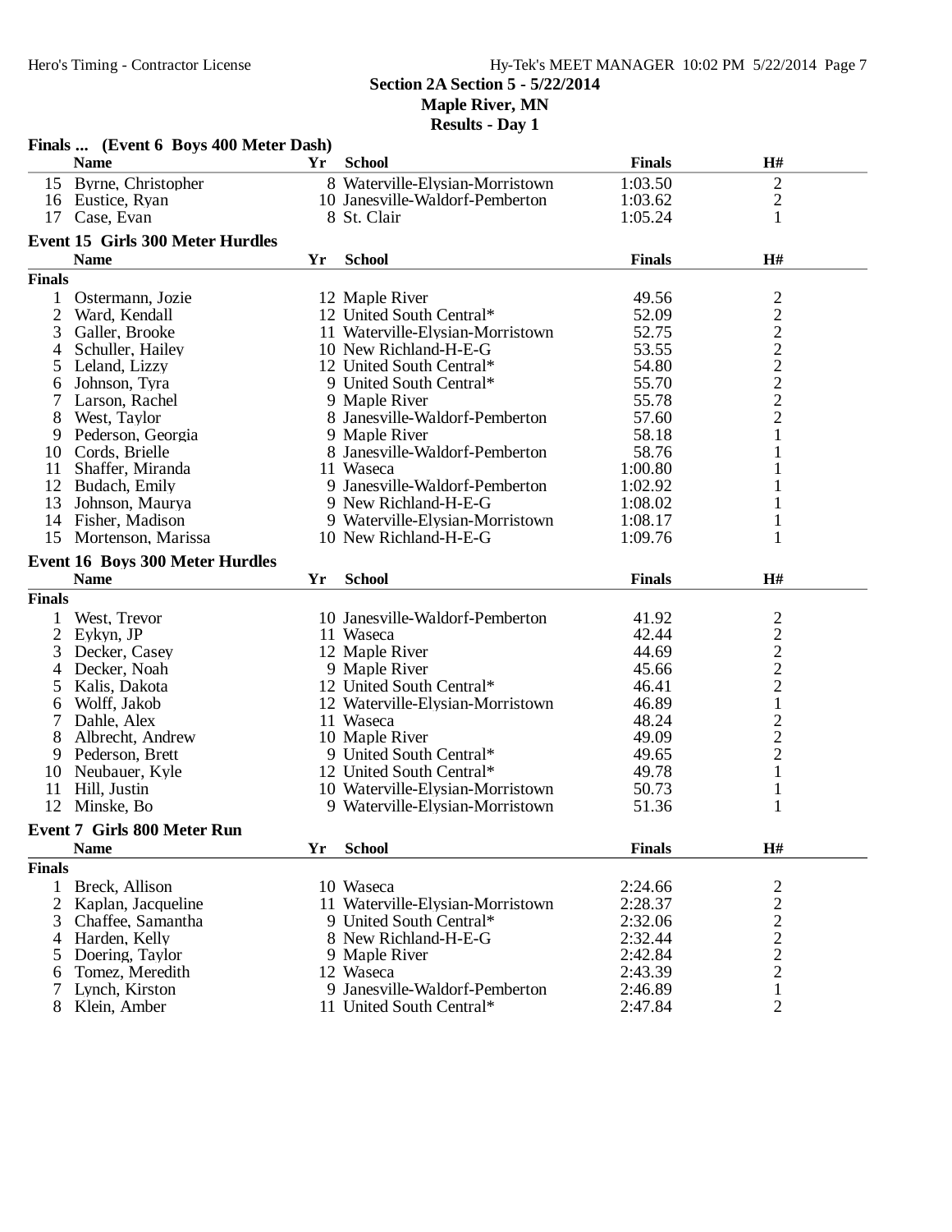**Section 2A Section 5 - 5/22/2014**
**Maple River, MN**
**Results - Day 1**

### Finals ... (Event 6 Boys 400 Meter Dash)

| | Name | Yr | School | Finals | H# |
|---|---|---|---|---|---|
| 15 | Byrne, Christopher | 8 | Waterville-Elysian-Morristown | 1:03.50 | 2 |
| 16 | Eustice, Ryan | 10 | Janesville-Waldorf-Pemberton | 1:03.62 | 2 |
| 17 | Case, Evan | 8 | St. Clair | 1:05.24 | 1 |

### Event 15 Girls 300 Meter Hurdles

| | Name | Yr | School | Finals | H# |
|---|---|---|---|---|---|
| **Finals** | | | | | |
| 1 | Ostermann, Jozie | 12 | Maple River | 49.56 | 2 |
| 2 | Ward, Kendall | 12 | United South Central* | 52.09 | 2 |
| 3 | Galler, Brooke | 11 | Waterville-Elysian-Morristown | 52.75 | 2 |
| 4 | Schuller, Hailey | 10 | New Richland-H-E-G | 53.55 | 2 |
| 5 | Leland, Lizzy | 12 | United South Central* | 54.80 | 2 |
| 6 | Johnson, Tyra | 9 | United South Central* | 55.70 | 2 |
| 7 | Larson, Rachel | 9 | Maple River | 55.78 | 2 |
| 8 | West, Taylor | 8 | Janesville-Waldorf-Pemberton | 57.60 | 2 |
| 9 | Pederson, Georgia | 9 | Maple River | 58.18 | 1 |
| 10 | Cords, Brielle | 8 | Janesville-Waldorf-Pemberton | 58.76 | 1 |
| 11 | Shaffer, Miranda | 11 | Waseca | 1:00.80 | 1 |
| 12 | Budach, Emily | 9 | Janesville-Waldorf-Pemberton | 1:02.92 | 1 |
| 13 | Johnson, Maurya | 9 | New Richland-H-E-G | 1:08.02 | 1 |
| 14 | Fisher, Madison | 9 | Waterville-Elysian-Morristown | 1:08.17 | 1 |
| 15 | Mortenson, Marissa | 10 | New Richland-H-E-G | 1:09.76 | 1 |

### Event 16 Boys 300 Meter Hurdles

| | Name | Yr | School | Finals | H# |
|---|---|---|---|---|---|
| **Finals** | | | | | |
| 1 | West, Trevor | 10 | Janesville-Waldorf-Pemberton | 41.92 | 2 |
| 2 | Eykyn, JP | 11 | Waseca | 42.44 | 2 |
| 3 | Decker, Casey | 12 | Maple River | 44.69 | 2 |
| 4 | Decker, Noah | 9 | Maple River | 45.66 | 2 |
| 5 | Kalis, Dakota | 12 | United South Central* | 46.41 | 2 |
| 6 | Wolff, Jakob | 12 | Waterville-Elysian-Morristown | 46.89 | 1 |
| 7 | Dahle, Alex | 11 | Waseca | 48.24 | 2 |
| 8 | Albrecht, Andrew | 10 | Maple River | 49.09 | 2 |
| 9 | Pederson, Brett | 9 | United South Central* | 49.65 | 2 |
| 10 | Neubauer, Kyle | 12 | United South Central* | 49.78 | 1 |
| 11 | Hill, Justin | 10 | Waterville-Elysian-Morristown | 50.73 | 1 |
| 12 | Minske, Bo | 9 | Waterville-Elysian-Morristown | 51.36 | 1 |

### Event 7 Girls 800 Meter Run

| | Name | Yr | School | Finals | H# |
|---|---|---|---|---|---|
| **Finals** | | | | | |
| 1 | Breck, Allison | 10 | Waseca | 2:24.66 | 2 |
| 2 | Kaplan, Jacqueline | 11 | Waterville-Elysian-Morristown | 2:28.37 | 2 |
| 3 | Chaffee, Samantha | 9 | United South Central* | 2:32.06 | 2 |
| 4 | Harden, Kelly | 8 | New Richland-H-E-G | 2:32.44 | 2 |
| 5 | Doering, Taylor | 9 | Maple River | 2:42.84 | 2 |
| 6 | Tomez, Meredith | 12 | Waseca | 2:43.39 | 2 |
| 7 | Lynch, Kirston | 9 | Janesville-Waldorf-Pemberton | 2:46.89 | 1 |
| 8 | Klein, Amber | 11 | United South Central* | 2:47.84 | 2 |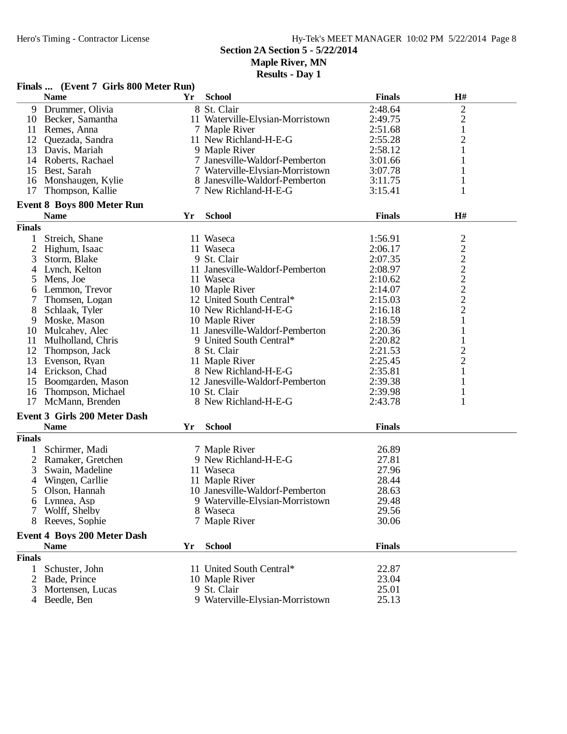**Section 2A Section 5 - 5/22/2014**
**Maple River, MN**
**Results - Day 1**

### Finals ... (Event 7 Girls 800 Meter Run)

| | Name | Yr | School | Finals | H# |
|---|---|---|---|---|---|
| 9 | Drummer, Olivia | 8 | St. Clair | 2:48.64 | 2 |
| 10 | Becker, Samantha | 11 | Waterville-Elysian-Morristown | 2:49.75 | 2 |
| 11 | Remes, Anna | 7 | Maple River | 2:51.68 | 1 |
| 12 | Quezada, Sandra | 11 | New Richland-H-E-G | 2:55.28 | 2 |
| 13 | Davis, Mariah | 9 | Maple River | 2:58.12 | 1 |
| 14 | Roberts, Rachael | 7 | Janesville-Waldorf-Pemberton | 3:01.66 | 1 |
| 15 | Best, Sarah | 7 | Waterville-Elysian-Morristown | 3:07.78 | 1 |
| 16 | Monshaugen, Kylie | 8 | Janesville-Waldorf-Pemberton | 3:11.75 | 1 |
| 17 | Thompson, Kallie | 7 | New Richland-H-E-G | 3:15.41 | 1 |

### Event 8 Boys 800 Meter Run

**Finals**

| | Name | Yr | School | Finals | H# |
|---|---|---|---|---|---|
| 1 | Streich, Shane | 11 | Waseca | 1:56.91 | 2 |
| 2 | Highum, Isaac | 11 | Waseca | 2:06.17 | 2 |
| 3 | Storm, Blake | 9 | St. Clair | 2:07.35 | 2 |
| 4 | Lynch, Kelton | 11 | Janesville-Waldorf-Pemberton | 2:08.97 | 2 |
| 5 | Mens, Joe | 11 | Waseca | 2:10.62 | 2 |
| 6 | Lemmon, Trevor | 10 | Maple River | 2:14.07 | 2 |
| 7 | Thomsen, Logan | 12 | United South Central* | 2:15.03 | 2 |
| 8 | Schlaak, Tyler | 10 | New Richland-H-E-G | 2:16.18 | 2 |
| 9 | Moske, Mason | 10 | Maple River | 2:18.59 | 1 |
| 10 | Mulcahey, Alec | 11 | Janesville-Waldorf-Pemberton | 2:20.36 | 1 |
| 11 | Mulholland, Chris | 9 | United South Central* | 2:20.82 | 1 |
| 12 | Thompson, Jack | 8 | St. Clair | 2:21.53 | 2 |
| 13 | Evenson, Ryan | 11 | Maple River | 2:25.45 | 2 |
| 14 | Erickson, Chad | 8 | New Richland-H-E-G | 2:35.81 | 1 |
| 15 | Boomgarden, Mason | 12 | Janesville-Waldorf-Pemberton | 2:39.38 | 1 |
| 16 | Thompson, Michael | 10 | St. Clair | 2:39.98 | 1 |
| 17 | McMann, Brenden | 8 | New Richland-H-E-G | 2:43.78 | 1 |

### Event 3 Girls 200 Meter Dash

**Finals**

| | Name | Yr | School | Finals |
|---|---|---|---|---|
| 1 | Schirmer, Madi | 7 | Maple River | 26.89 |
| 2 | Ramaker, Gretchen | 9 | New Richland-H-E-G | 27.81 |
| 3 | Swain, Madeline | 11 | Waseca | 27.96 |
| 4 | Wingen, Carllie | 11 | Maple River | 28.44 |
| 5 | Olson, Hannah | 10 | Janesville-Waldorf-Pemberton | 28.63 |
| 6 | Lynnea, Asp | 9 | Waterville-Elysian-Morristown | 29.48 |
| 7 | Wolff, Shelby | 8 | Waseca | 29.56 |
| 8 | Reeves, Sophie | 7 | Maple River | 30.06 |

### Event 4 Boys 200 Meter Dash

**Finals**

| | Name | Yr | School | Finals |
|---|---|---|---|---|
| 1 | Schuster, John | 11 | United South Central* | 22.87 |
| 2 | Bade, Prince | 10 | Maple River | 23.04 |
| 3 | Mortensen, Lucas | 9 | St. Clair | 25.01 |
| 4 | Beedle, Ben | 9 | Waterville-Elysian-Morristown | 25.13 |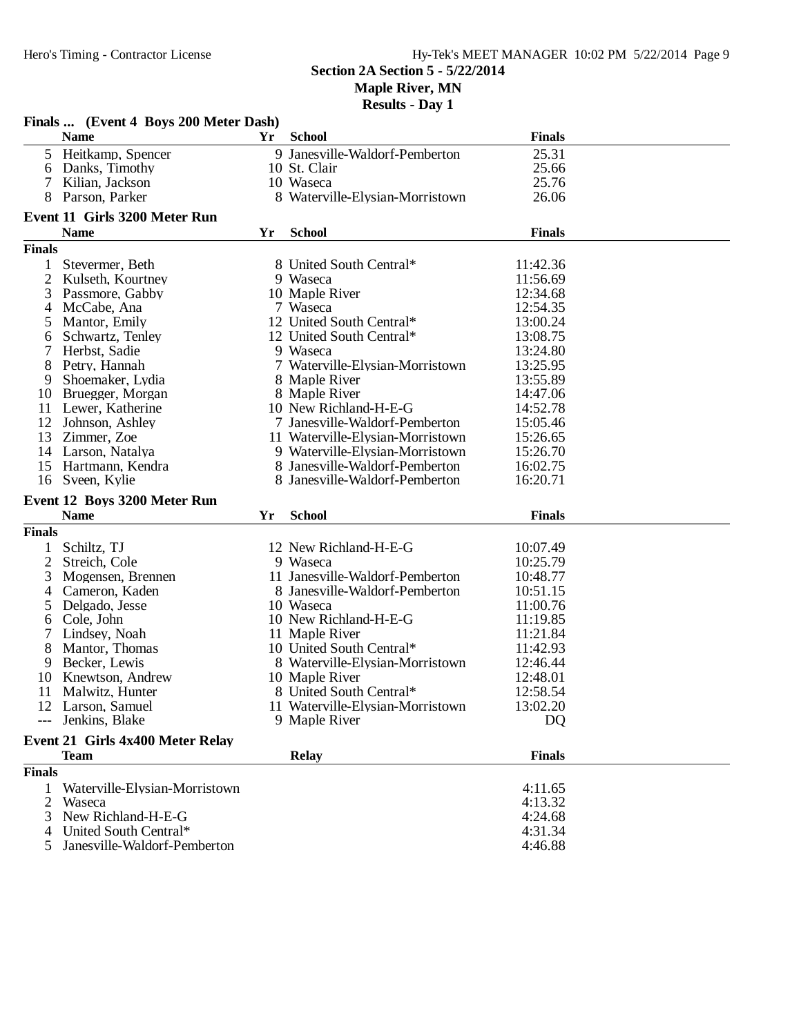**Section 2A Section 5 - 5/22/2014**
**Maple River, MN**
**Results - Day 1**

### Finals ... (Event 4 Boys 200 Meter Dash)

| | Name | Yr | School | Finals |
|---|---|---|---|---|
| 5 | Heitkamp, Spencer | 9 | Janesville-Waldorf-Pemberton | 25.31 |
| 6 | Danks, Timothy | 10 | St. Clair | 25.66 |
| 7 | Kilian, Jackson | 10 | Waseca | 25.76 |
| 8 | Parson, Parker | 8 | Waterville-Elysian-Morristown | 26.06 |

### Event 11 Girls 3200 Meter Run

**Finals**

| | Name | Yr | School | Finals |
|---|---|---|---|---|
| 1 | Stevermer, Beth | 8 | United South Central* | 11:42.36 |
| 2 | Kulseth, Kourtney | 9 | Waseca | 11:56.69 |
| 3 | Passmore, Gabby | 10 | Maple River | 12:34.68 |
| 4 | McCabe, Ana | 7 | Waseca | 12:54.35 |
| 5 | Mantor, Emily | 12 | United South Central* | 13:00.24 |
| 6 | Schwartz, Tenley | 12 | United South Central* | 13:08.75 |
| 7 | Herbst, Sadie | 9 | Waseca | 13:24.80 |
| 8 | Petry, Hannah | 7 | Waterville-Elysian-Morristown | 13:25.95 |
| 9 | Shoemaker, Lydia | 8 | Maple River | 13:55.89 |
| 10 | Bruegger, Morgan | 8 | Maple River | 14:47.06 |
| 11 | Lewer, Katherine | 10 | New Richland-H-E-G | 14:52.78 |
| 12 | Johnson, Ashley | 7 | Janesville-Waldorf-Pemberton | 15:05.46 |
| 13 | Zimmer, Zoe | 11 | Waterville-Elysian-Morristown | 15:26.65 |
| 14 | Larson, Natalya | 9 | Waterville-Elysian-Morristown | 15:26.70 |
| 15 | Hartmann, Kendra | 8 | Janesville-Waldorf-Pemberton | 16:02.75 |
| 16 | Sveen, Kylie | 8 | Janesville-Waldorf-Pemberton | 16:20.71 |

### Event 12 Boys 3200 Meter Run

**Finals**

| | Name | Yr | School | Finals |
|---|---|---|---|---|
| 1 | Schiltz, TJ | 12 | New Richland-H-E-G | 10:07.49 |
| 2 | Streich, Cole | 9 | Waseca | 10:25.79 |
| 3 | Mogensen, Brennen | 11 | Janesville-Waldorf-Pemberton | 10:48.77 |
| 4 | Cameron, Kaden | 8 | Janesville-Waldorf-Pemberton | 10:51.15 |
| 5 | Delgado, Jesse | 10 | Waseca | 11:00.76 |
| 6 | Cole, John | 10 | New Richland-H-E-G | 11:19.85 |
| 7 | Lindsey, Noah | 11 | Maple River | 11:21.84 |
| 8 | Mantor, Thomas | 10 | United South Central* | 11:42.93 |
| 9 | Becker, Lewis | 8 | Waterville-Elysian-Morristown | 12:46.44 |
| 10 | Knewtson, Andrew | 10 | Maple River | 12:48.01 |
| 11 | Malwitz, Hunter | 8 | United South Central* | 12:58.54 |
| 12 | Larson, Samuel | 11 | Waterville-Elysian-Morristown | 13:02.20 |
| --- | Jenkins, Blake | 9 | Maple River | DQ |

### Event 21 Girls 4x400 Meter Relay

**Finals**

| | Team | Relay | Finals |
|---|---|---|---|
| 1 | Waterville-Elysian-Morristown | | 4:11.65 |
| 2 | Waseca | | 4:13.32 |
| 3 | New Richland-H-E-G | | 4:24.68 |
| 4 | United South Central* | | 4:31.34 |
| 5 | Janesville-Waldorf-Pemberton | | 4:46.88 |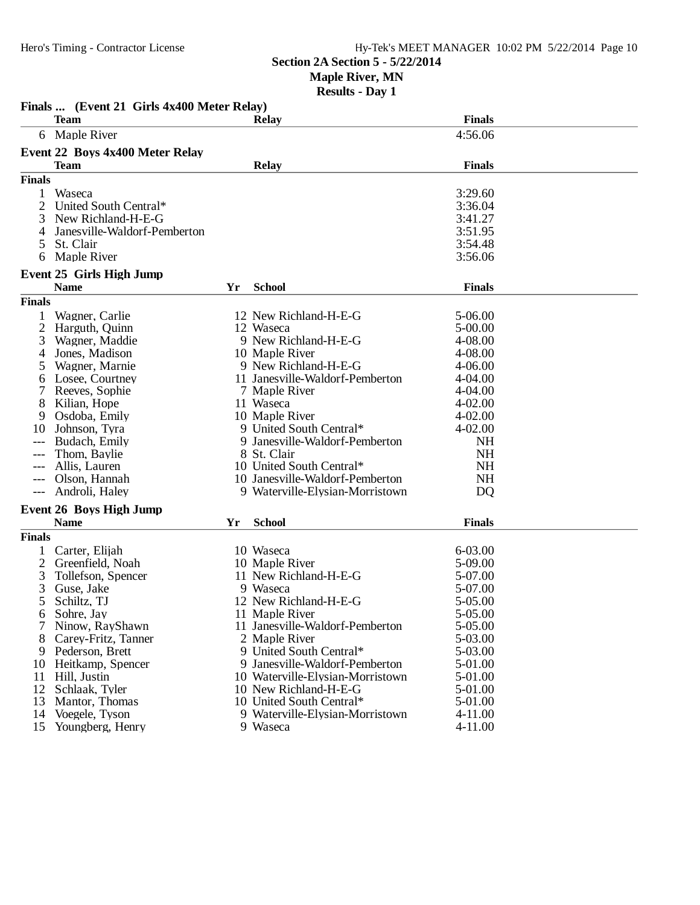**Section 2A Section 5 - 5/22/2014**
**Maple River, MN**
**Results - Day 1**

### Finals ... (Event 21 Girls 4x400 Meter Relay)

| | Team | Relay | Finals |
|---|---|---|---|
| 6 | Maple River | | 4:56.06 |

### Event 22 Boys 4x400 Meter Relay

| | Team | Relay | Finals |
|---|---|---|---|
| **Finals** | | | |
| 1 | Waseca | | 3:29.60 |
| 2 | United South Central* | | 3:36.04 |
| 3 | New Richland-H-E-G | | 3:41.27 |
| 4 | Janesville-Waldorf-Pemberton | | 3:51.95 |
| 5 | St. Clair | | 3:54.48 |
| 6 | Maple River | | 3:56.06 |

### Event 25 Girls High Jump

| | Name | Yr | School | Finals |
|---|---|---|---|---|
| **Finals** | | | | |
| 1 | Wagner, Carlie | 12 | New Richland-H-E-G | 5-06.00 |
| 2 | Harguth, Quinn | 12 | Waseca | 5-00.00 |
| 3 | Wagner, Maddie | 9 | New Richland-H-E-G | 4-08.00 |
| 4 | Jones, Madison | 10 | Maple River | 4-08.00 |
| 5 | Wagner, Marnie | 9 | New Richland-H-E-G | 4-06.00 |
| 6 | Losee, Courtney | 11 | Janesville-Waldorf-Pemberton | 4-04.00 |
| 7 | Reeves, Sophie | 7 | Maple River | 4-04.00 |
| 8 | Kilian, Hope | 11 | Waseca | 4-02.00 |
| 9 | Osdoba, Emily | 10 | Maple River | 4-02.00 |
| 10 | Johnson, Tyra | 9 | United South Central* | 4-02.00 |
| --- | Budach, Emily | 9 | Janesville-Waldorf-Pemberton | NH |
| --- | Thom, Baylie | 8 | St. Clair | NH |
| --- | Allis, Lauren | 10 | United South Central* | NH |
| --- | Olson, Hannah | 10 | Janesville-Waldorf-Pemberton | NH |
| --- | Androli, Haley | 9 | Waterville-Elysian-Morristown | DQ |

### Event 26 Boys High Jump

| | Name | Yr | School | Finals |
|---|---|---|---|---|
| **Finals** | | | | |
| 1 | Carter, Elijah | 10 | Waseca | 6-03.00 |
| 2 | Greenfield, Noah | 10 | Maple River | 5-09.00 |
| 3 | Tollefson, Spencer | 11 | New Richland-H-E-G | 5-07.00 |
| 3 | Guse, Jake | 9 | Waseca | 5-07.00 |
| 5 | Schiltz, TJ | 12 | New Richland-H-E-G | 5-05.00 |
| 6 | Sohre, Jay | 11 | Maple River | 5-05.00 |
| 7 | Ninow, RayShawn | 11 | Janesville-Waldorf-Pemberton | 5-05.00 |
| 8 | Carey-Fritz, Tanner | 2 | Maple River | 5-03.00 |
| 9 | Pederson, Brett | 9 | United South Central* | 5-03.00 |
| 10 | Heitkamp, Spencer | 9 | Janesville-Waldorf-Pemberton | 5-01.00 |
| 11 | Hill, Justin | 10 | Waterville-Elysian-Morristown | 5-01.00 |
| 12 | Schlaak, Tyler | 10 | New Richland-H-E-G | 5-01.00 |
| 13 | Mantor, Thomas | 10 | United South Central* | 5-01.00 |
| 14 | Voegele, Tyson | 9 | Waterville-Elysian-Morristown | 4-11.00 |
| 15 | Youngberg, Henry | 9 | Waseca | 4-11.00 |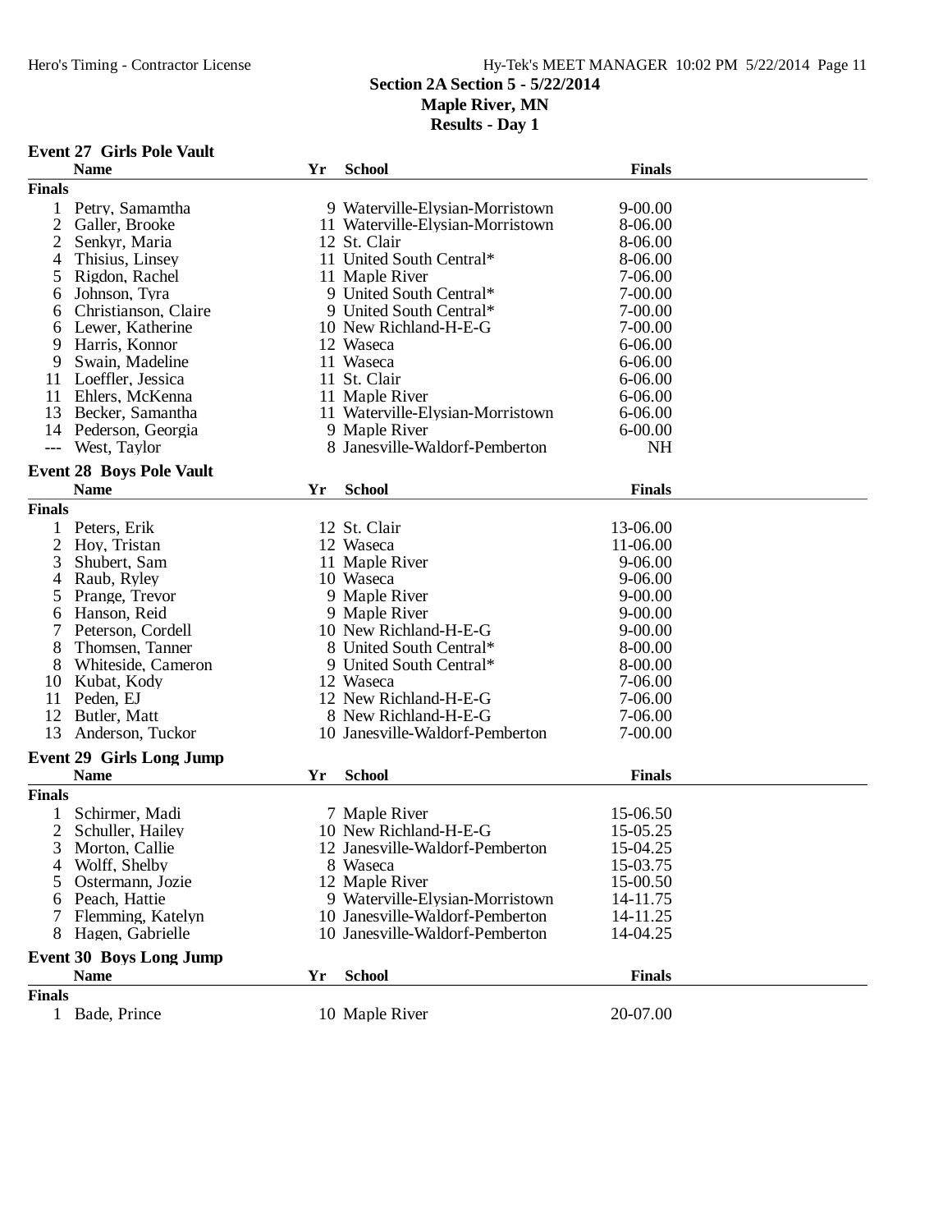Section 2A Section 5 - 5/22/2014

Maple River, MN

Results - Day 1

### Event 27 Girls Pole Vault

| | Name | Yr | School | Finals |
|---|---|---|---|---|
| **Finals** | | | | |
| 1 | Petry, Samamtha | 9 | Waterville-Elysian-Morristown | 9-00.00 |
| 2 | Galler, Brooke | 11 | Waterville-Elysian-Morristown | 8-06.00 |
| 2 | Senkyr, Maria | 12 | St. Clair | 8-06.00 |
| 4 | Thisius, Linsey | 11 | United South Central* | 8-06.00 |
| 5 | Rigdon, Rachel | 11 | Maple River | 7-06.00 |
| 6 | Johnson, Tyra | 9 | United South Central* | 7-00.00 |
| 6 | Christianson, Claire | 9 | United South Central* | 7-00.00 |
| 6 | Lewer, Katherine | 10 | New Richland-H-E-G | 7-00.00 |
| 9 | Harris, Konnor | 12 | Waseca | 6-06.00 |
| 9 | Swain, Madeline | 11 | Waseca | 6-06.00 |
| 11 | Loeffler, Jessica | 11 | St. Clair | 6-06.00 |
| 11 | Ehlers, McKenna | 11 | Maple River | 6-06.00 |
| 13 | Becker, Samantha | 11 | Waterville-Elysian-Morristown | 6-06.00 |
| 14 | Pederson, Georgia | 9 | Maple River | 6-00.00 |
| --- | West, Taylor | 8 | Janesville-Waldorf-Pemberton | NH |

### Event 28 Boys Pole Vault

| | Name | Yr | School | Finals |
|---|---|---|---|---|
| **Finals** | | | | |
| 1 | Peters, Erik | 12 | St. Clair | 13-06.00 |
| 2 | Hoy, Tristan | 12 | Waseca | 11-06.00 |
| 3 | Shubert, Sam | 11 | Maple River | 9-06.00 |
| 4 | Raub, Ryley | 10 | Waseca | 9-06.00 |
| 5 | Prange, Trevor | 9 | Maple River | 9-00.00 |
| 6 | Hanson, Reid | 9 | Maple River | 9-00.00 |
| 7 | Peterson, Cordell | 10 | New Richland-H-E-G | 9-00.00 |
| 8 | Thomsen, Tanner | 8 | United South Central* | 8-00.00 |
| 8 | Whiteside, Cameron | 9 | United South Central* | 8-00.00 |
| 10 | Kubat, Kody | 12 | Waseca | 7-06.00 |
| 11 | Peden, EJ | 12 | New Richland-H-E-G | 7-06.00 |
| 12 | Butler, Matt | 8 | New Richland-H-E-G | 7-06.00 |
| 13 | Anderson, Tuckor | 10 | Janesville-Waldorf-Pemberton | 7-00.00 |

### Event 29 Girls Long Jump

| | Name | Yr | School | Finals |
|---|---|---|---|---|
| **Finals** | | | | |
| 1 | Schirmer, Madi | 7 | Maple River | 15-06.50 |
| 2 | Schuller, Hailey | 10 | New Richland-H-E-G | 15-05.25 |
| 3 | Morton, Callie | 12 | Janesville-Waldorf-Pemberton | 15-04.25 |
| 4 | Wolff, Shelby | 8 | Waseca | 15-03.75 |
| 5 | Ostermann, Jozie | 12 | Maple River | 15-00.50 |
| 6 | Peach, Hattie | 9 | Waterville-Elysian-Morristown | 14-11.75 |
| 7 | Flemming, Katelyn | 10 | Janesville-Waldorf-Pemberton | 14-11.25 |
| 8 | Hagen, Gabrielle | 10 | Janesville-Waldorf-Pemberton | 14-04.25 |

### Event 30 Boys Long Jump

| | Name | Yr | School | Finals |
|---|---|---|---|---|
| **Finals** | | | | |
| 1 | Bade, Prince | 10 | Maple River | 20-07.00 |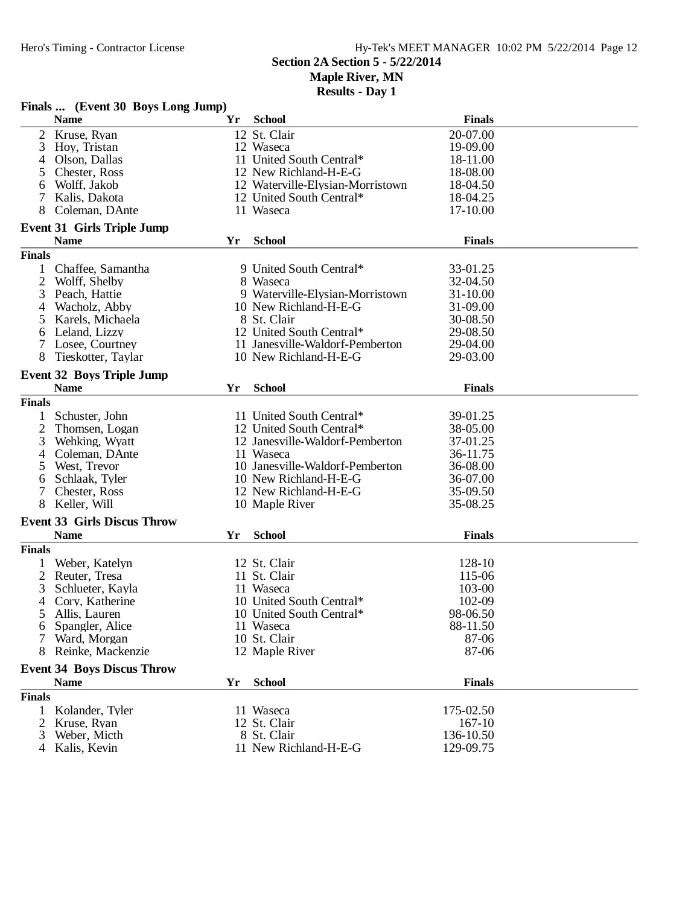Section 2A Section 5 - 5/22/2014
Maple River, MN
Results - Day 1

### Finals ... (Event 30 Boys Long Jump)

| | Name | Yr | School | Finals |
|---|---|---|---|---|
| 2 | Kruse, Ryan | 12 | St. Clair | 20-07.00 |
| 3 | Hoy, Tristan | 12 | Waseca | 19-09.00 |
| 4 | Olson, Dallas | 11 | United South Central* | 18-11.00 |
| 5 | Chester, Ross | 12 | New Richland-H-E-G | 18-08.00 |
| 6 | Wolff, Jakob | 12 | Waterville-Elysian-Morristown | 18-04.50 |
| 7 | Kalis, Dakota | 12 | United South Central* | 18-04.25 |
| 8 | Coleman, DAnte | 11 | Waseca | 17-10.00 |

### Event 31 Girls Triple Jump

| | Name | Yr | School | Finals |
|---|---|---|---|---|
| **Finals** | | | | |
| 1 | Chaffee, Samantha | 9 | United South Central* | 33-01.25 |
| 2 | Wolff, Shelby | 8 | Waseca | 32-04.50 |
| 3 | Peach, Hattie | 9 | Waterville-Elysian-Morristown | 31-10.00 |
| 4 | Wacholz, Abby | 10 | New Richland-H-E-G | 31-09.00 |
| 5 | Karels, Michaela | 8 | St. Clair | 30-08.50 |
| 6 | Leland, Lizzy | 12 | United South Central* | 29-08.50 |
| 7 | Losee, Courtney | 11 | Janesville-Waldorf-Pemberton | 29-04.00 |
| 8 | Tieskotter, Taylar | 10 | New Richland-H-E-G | 29-03.00 |

### Event 32 Boys Triple Jump

| | Name | Yr | School | Finals |
|---|---|---|---|---|
| **Finals** | | | | |
| 1 | Schuster, John | 11 | United South Central* | 39-01.25 |
| 2 | Thomsen, Logan | 12 | United South Central* | 38-05.00 |
| 3 | Wehking, Wyatt | 12 | Janesville-Waldorf-Pemberton | 37-01.25 |
| 4 | Coleman, DAnte | 11 | Waseca | 36-11.75 |
| 5 | West, Trevor | 10 | Janesville-Waldorf-Pemberton | 36-08.00 |
| 6 | Schlaak, Tyler | 10 | New Richland-H-E-G | 36-07.00 |
| 7 | Chester, Ross | 12 | New Richland-H-E-G | 35-09.50 |
| 8 | Keller, Will | 10 | Maple River | 35-08.25 |

### Event 33 Girls Discus Throw

| | Name | Yr | School | Finals |
|---|---|---|---|---|
| **Finals** | | | | |
| 1 | Weber, Katelyn | 12 | St. Clair | 128-10 |
| 2 | Reuter, Tresa | 11 | St. Clair | 115-06 |
| 3 | Schlueter, Kayla | 11 | Waseca | 103-00 |
| 4 | Cory, Katherine | 10 | United South Central* | 102-09 |
| 5 | Allis, Lauren | 10 | United South Central* | 98-06.50 |
| 6 | Spangler, Alice | 11 | Waseca | 88-11.50 |
| 7 | Ward, Morgan | 10 | St. Clair | 87-06 |
| 8 | Reinke, Mackenzie | 12 | Maple River | 87-06 |

### Event 34 Boys Discus Throw

| | Name | Yr | School | Finals |
|---|---|---|---|---|
| **Finals** | | | | |
| 1 | Kolander, Tyler | 11 | Waseca | 175-02.50 |
| 2 | Kruse, Ryan | 12 | St. Clair | 167-10 |
| 3 | Weber, Micth | 8 | St. Clair | 136-10.50 |
| 4 | Kalis, Kevin | 11 | New Richland-H-E-G | 129-09.75 |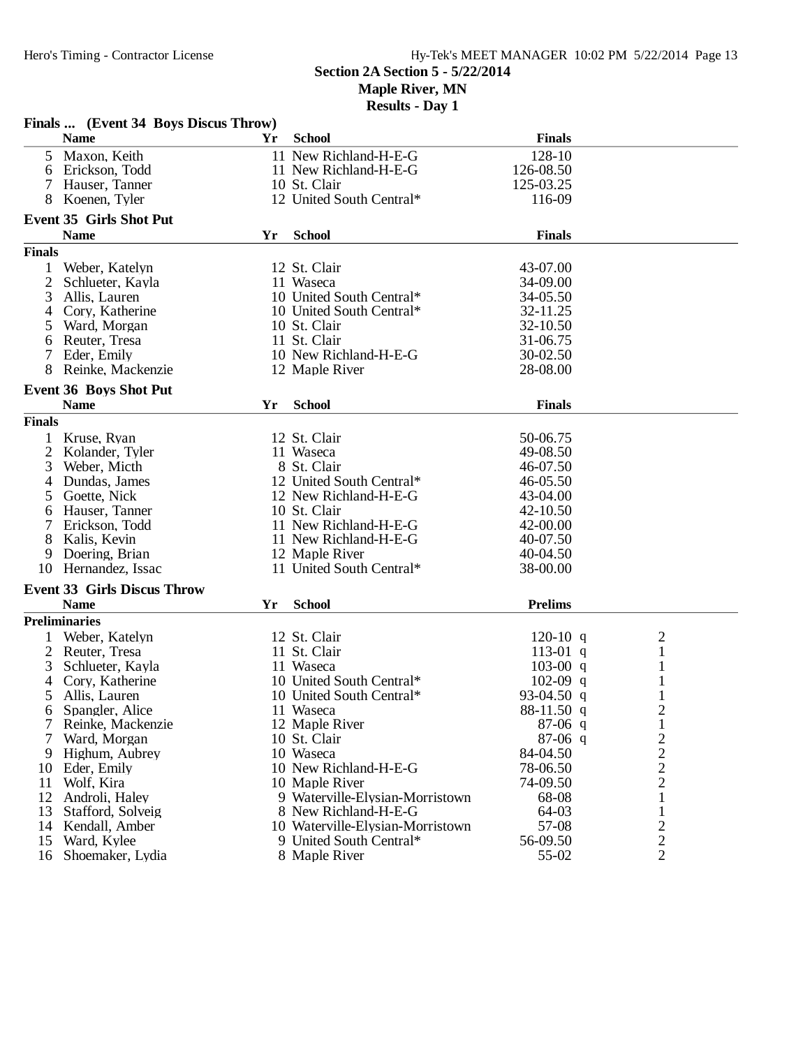**Section 2A Section 5 - 5/22/2014**
**Maple River, MN**
**Results - Day 1**

### Finals ... (Event 34 Boys Discus Throw)

| | Name | Yr | School | Finals |
|---|---|---|---|---|
| 5 | Maxon, Keith | 11 | New Richland-H-E-G | 128-10 |
| 6 | Erickson, Todd | 11 | New Richland-H-E-G | 126-08.50 |
| 7 | Hauser, Tanner | 10 | St. Clair | 125-03.25 |
| 8 | Koenen, Tyler | 12 | United South Central* | 116-09 |

### Event 35 Girls Shot Put

**Finals**

| | Name | Yr | School | Finals |
|---|---|---|---|---|
| 1 | Weber, Katelyn | 12 | St. Clair | 43-07.00 |
| 2 | Schlueter, Kayla | 11 | Waseca | 34-09.00 |
| 3 | Allis, Lauren | 10 | United South Central* | 34-05.50 |
| 4 | Cory, Katherine | 10 | United South Central* | 32-11.25 |
| 5 | Ward, Morgan | 10 | St. Clair | 32-10.50 |
| 6 | Reuter, Tresa | 11 | St. Clair | 31-06.75 |
| 7 | Eder, Emily | 10 | New Richland-H-E-G | 30-02.50 |
| 8 | Reinke, Mackenzie | 12 | Maple River | 28-08.00 |

### Event 36 Boys Shot Put

**Finals**

| | Name | Yr | School | Finals |
|---|---|---|---|---|
| 1 | Kruse, Ryan | 12 | St. Clair | 50-06.75 |
| 2 | Kolander, Tyler | 11 | Waseca | 49-08.50 |
| 3 | Weber, Micth | 8 | St. Clair | 46-07.50 |
| 4 | Dundas, James | 12 | United South Central* | 46-05.50 |
| 5 | Goette, Nick | 12 | New Richland-H-E-G | 43-04.00 |
| 6 | Hauser, Tanner | 10 | St. Clair | 42-10.50 |
| 7 | Erickson, Todd | 11 | New Richland-H-E-G | 42-00.00 |
| 8 | Kalis, Kevin | 11 | New Richland-H-E-G | 40-07.50 |
| 9 | Doering, Brian | 12 | Maple River | 40-04.50 |
| 10 | Hernandez, Issac | 11 | United South Central* | 38-00.00 |

### Event 33 Girls Discus Throw

**Preliminaries**

| | Name | Yr | School | Prelims | | |
|---|---|---|---|---|---|---|
| 1 | Weber, Katelyn | 12 | St. Clair | 120-10 | q | 2 |
| 2 | Reuter, Tresa | 11 | St. Clair | 113-01 | q | 1 |
| 3 | Schlueter, Kayla | 11 | Waseca | 103-00 | q | 1 |
| 4 | Cory, Katherine | 10 | United South Central* | 102-09 | q | 1 |
| 5 | Allis, Lauren | 10 | United South Central* | 93-04.50 | q | 1 |
| 6 | Spangler, Alice | 11 | Waseca | 88-11.50 | q | 2 |
| 7 | Reinke, Mackenzie | 12 | Maple River | 87-06 | q | 1 |
| 7 | Ward, Morgan | 10 | St. Clair | 87-06 | q | 2 |
| 9 | Highum, Aubrey | 10 | Waseca | 84-04.50 | | 2 |
| 10 | Eder, Emily | 10 | New Richland-H-E-G | 78-06.50 | | 2 |
| 11 | Wolf, Kira | 10 | Maple River | 74-09.50 | | 2 |
| 12 | Androli, Haley | 9 | Waterville-Elysian-Morristown | 68-08 | | 1 |
| 13 | Stafford, Solveig | 8 | New Richland-H-E-G | 64-03 | | 1 |
| 14 | Kendall, Amber | 10 | Waterville-Elysian-Morristown | 57-08 | | 2 |
| 15 | Ward, Kylee | 9 | United South Central* | 56-09.50 | | 2 |
| 16 | Shoemaker, Lydia | 8 | Maple River | 55-02 | | 2 |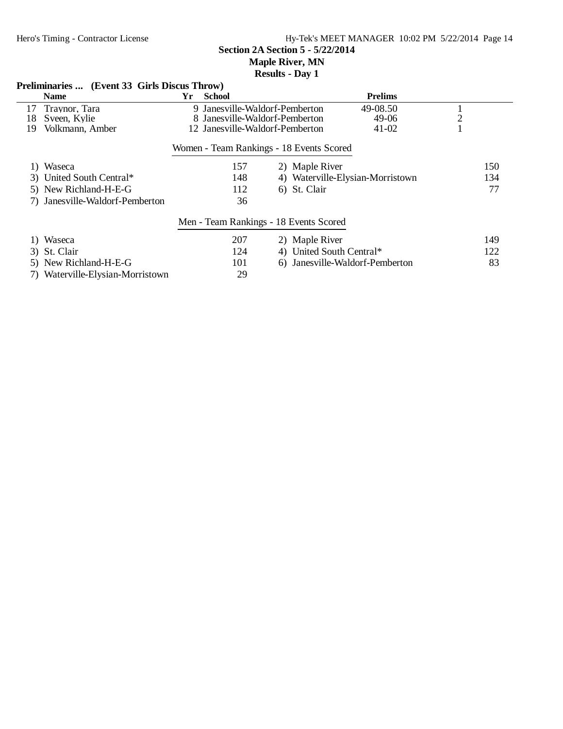## Section 2A Section 5 - 5/22/2014
## Maple River, MN
## Results - Day 1

### Preliminaries ... (Event 33 Girls Discus Throw)

| | Name | Yr | School | Prelims | |
|---|---|---|---|---|---|
| 17 | Traynor, Tara | 9 | Janesville-Waldorf-Pemberton | 49-08.50 | 1 |
| 18 | Sveen, Kylie | 8 | Janesville-Waldorf-Pemberton | 49-06 | 2 |
| 19 | Volkmann, Amber | 12 | Janesville-Waldorf-Pemberton | 41-02 | 1 |

### Women - Team Rankings - 18 Events Scored

| | | | | | |
|---|---|---|---|---|---|
| 1) | Waseca | 157 | 2) | Maple River | 150 |
| 3) | United South Central* | 148 | 4) | Waterville-Elysian-Morristown | 134 |
| 5) | New Richland-H-E-G | 112 | 6) | St. Clair | 77 |
| 7) | Janesville-Waldorf-Pemberton | 36 | | | |

### Men - Team Rankings - 18 Events Scored

| | | | | | |
|---|---|---|---|---|---|
| 1) | Waseca | 207 | 2) | Maple River | 149 |
| 3) | St. Clair | 124 | 4) | United South Central* | 122 |
| 5) | New Richland-H-E-G | 101 | 6) | Janesville-Waldorf-Pemberton | 83 |
| 7) | Waterville-Elysian-Morristown | 29 | | | |